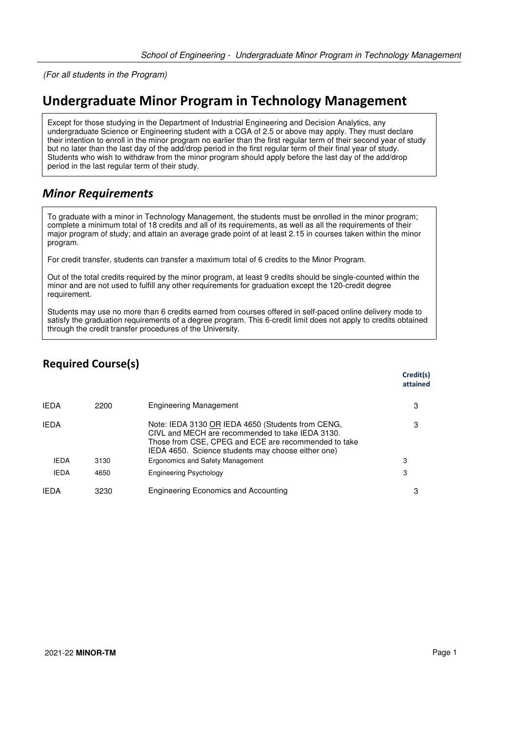*(For all students in the Program)*

# Undergraduate Minor Program in Technology Management

Except for those studying in the Department of Industrial Engineering and Decision Analytics, any undergraduate Science or Engineering student with a CGA of 2.5 or above may apply. They must declare their intention to enroll in the minor program no earlier than the first regular term of their second year of study but no later than the last day of the add/drop period in the first regular term of their final year of study. Students who wish to withdraw from the minor program should apply before the last day of the add/drop period in the last regular term of their study.

## *Minor Requirements*

To graduate with a minor in Technology Management, the students must be enrolled in the minor program; complete a minimum total of 18 credits and all of its requirements, as well as all the requirements of their major program of study; and attain an average grade point of at least 2.15 in courses taken within the minor program.

For credit transfer, students can transfer a maximum total of 6 credits to the Minor Program.

Out of the total credits required by the minor program, at least 9 credits should be single-counted within the minor and are not used to fulfill any other requirements for graduation except the 120-credit degree requirement.

Students may use no more than 6 credits earned from courses offered in self-paced online delivery mode to satisfy the graduation requirements of a degree program. This 6-credit limit does not apply to credits obtained through the credit transfer procedures of the University.

## Required Course(s)

| | | | Credit(s) attained |
|---|---|---|---|
| IEDA | 2200 | Engineering Management | 3 |
| IEDA | | Note: IEDA 3130 <u>OR</u> IEDA 4650 (Students from CENG, CIVL and MECH are recommended to take IEDA 3130. Those from CSE, CPEG and ECE are recommended to take IEDA 4650. Science students may choose either one) | 3 |
| IEDA | 3130 | Ergonomics and Safety Management | 3 |
| IEDA | 4650 | Engineering Psychology | 3 |
| IEDA | 3230 | Engineering Economics and Accounting | 3 |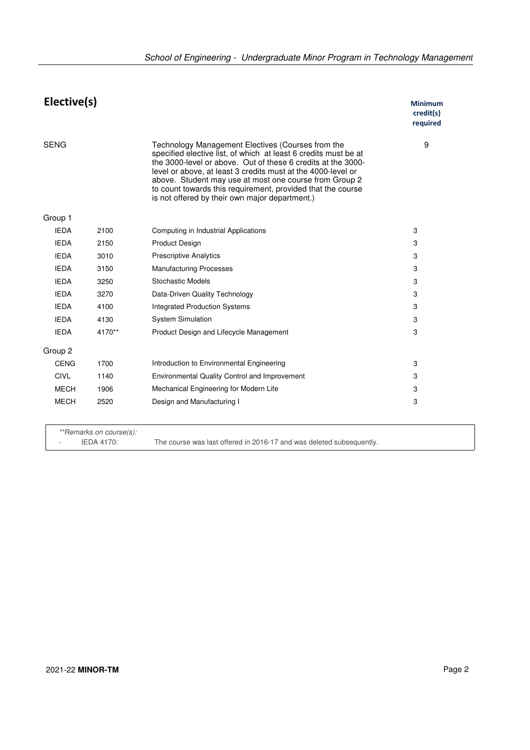## Elective(s)

| | | | Minimum credit(s) required |
|---|---|---|---|
| SENG | | Technology Management Electives (Courses from the specified elective list, of which at least 6 credits must be at the 3000-level or above. Out of these 6 credits at the 3000-level or above, at least 3 credits must at the 4000-level or above. Student may use at most one course from Group 2 to count towards this requirement, provided that the course is not offered by their own major department.) | 9 |
| Group 1 | | | |
| IEDA | 2100 | Computing in Industrial Applications | 3 |
| IEDA | 2150 | Product Design | 3 |
| IEDA | 3010 | Prescriptive Analytics | 3 |
| IEDA | 3150 | Manufacturing Processes | 3 |
| IEDA | 3250 | Stochastic Models | 3 |
| IEDA | 3270 | Data-Driven Quality Technology | 3 |
| IEDA | 4100 | Integrated Production Systems | 3 |
| IEDA | 4130 | System Simulation | 3 |
| IEDA | 4170** | Product Design and Lifecycle Management | 3 |
| Group 2 | | | |
| CENG | 1700 | Introduction to Environmental Engineering | 3 |
| CIVL | 1140 | Environmental Quality Control and Improvement | 3 |
| MECH | 1906 | Mechanical Engineering for Modern Life | 3 |
| MECH | 2520 | Design and Manufacturing I | 3 |

*\*\*Remarks on course(s):*

- IEDA 4170: The course was last offered in 2016-17 and was deleted subsequently.